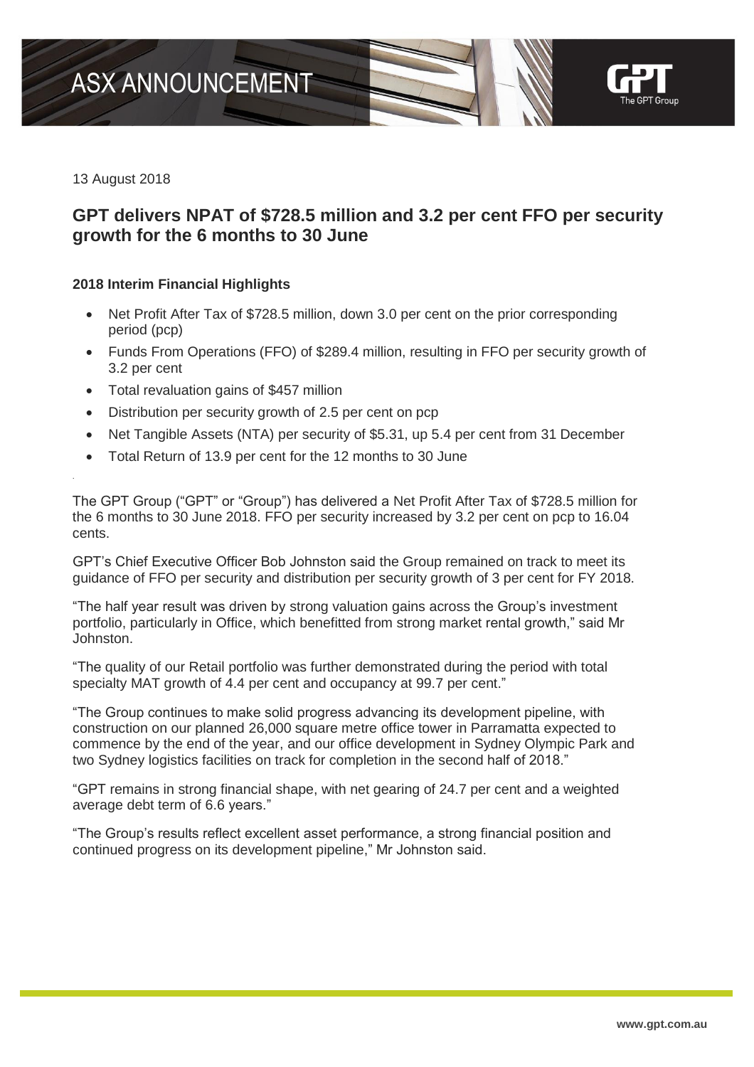# ASX ANNOUNCEMENT

13 August 2018

## GPT delivers NPAT of $728.5 million and 3.2 per cent FFO per security growth for the 6 months to 30 June

### 2018 Interim Financial Highlights

- Net Profit After Tax of $728.5 million, down 3.0 per cent on the prior corresponding period (pcp)
- Funds From Operations (FFO) of $289.4 million, resulting in FFO per security growth of 3.2 per cent
- Total revaluation gains of $457 million
- Distribution per security growth of 2.5 per cent on pcp
- Net Tangible Assets (NTA) per security of $5.31, up 5.4 per cent from 31 December
- Total Return of 13.9 per cent for the 12 months to 30 June

The GPT Group ("GPT" or "Group") has delivered a Net Profit After Tax of $728.5 million for the 6 months to 30 June 2018. FFO per security increased by 3.2 per cent on pcp to 16.04 cents.

GPT's Chief Executive Officer Bob Johnston said the Group remained on track to meet its guidance of FFO per security and distribution per security growth of 3 per cent for FY 2018.

"The half year result was driven by strong valuation gains across the Group's investment portfolio, particularly in Office, which benefitted from strong market rental growth," said Mr Johnston.

"The quality of our Retail portfolio was further demonstrated during the period with total specialty MAT growth of 4.4 per cent and occupancy at 99.7 per cent."

"The Group continues to make solid progress advancing its development pipeline, with construction on our planned 26,000 square metre office tower in Parramatta expected to commence by the end of the year, and our office development in Sydney Olympic Park and two Sydney logistics facilities on track for completion in the second half of 2018."

"GPT remains in strong financial shape, with net gearing of 24.7 per cent and a weighted average debt term of 6.6 years."

"The Group's results reflect excellent asset performance, a strong financial position and continued progress on its development pipeline," Mr Johnston said.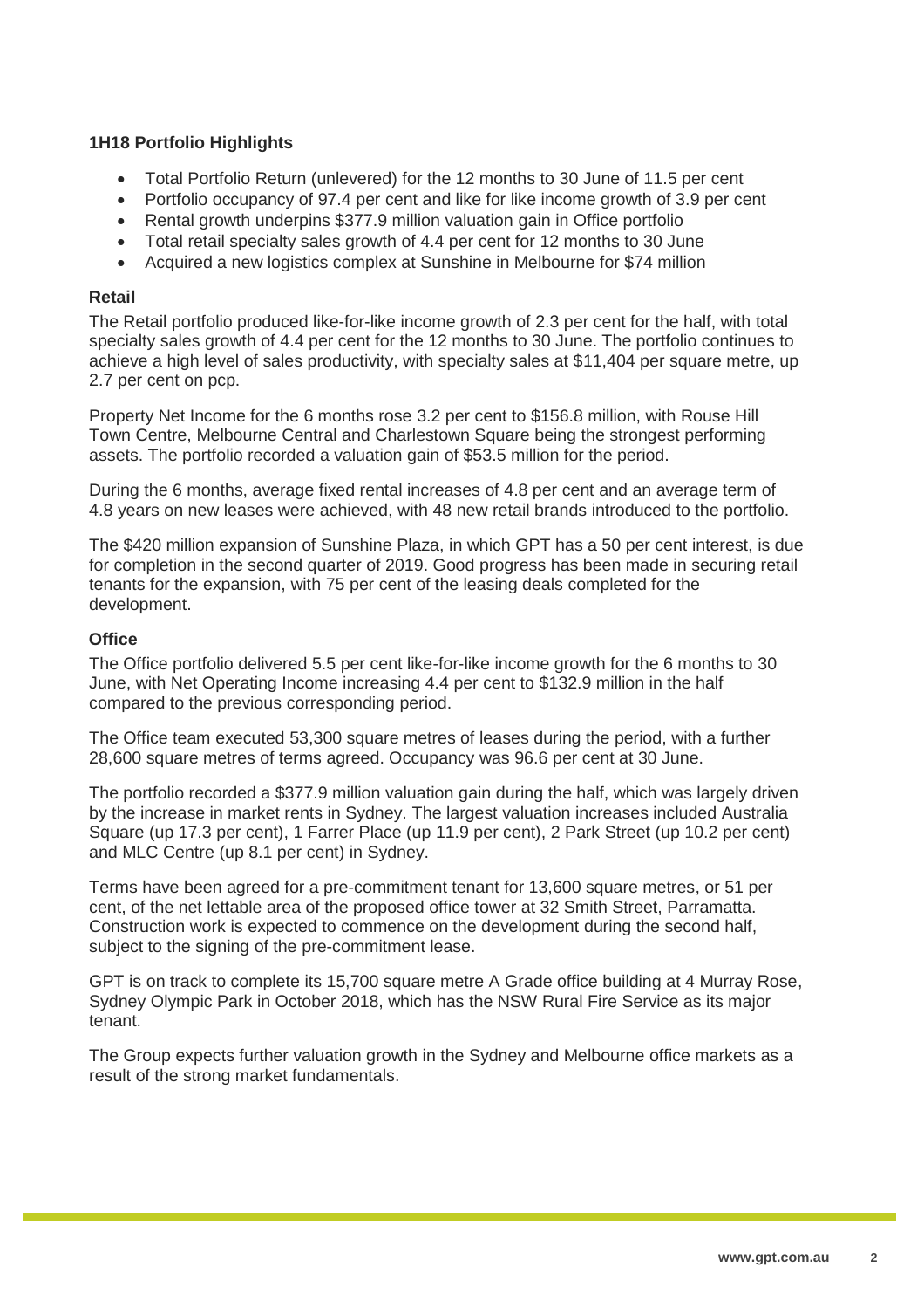**1H18 Portfolio Highlights**

- Total Portfolio Return (unlevered) for the 12 months to 30 June of 11.5 per cent
- Portfolio occupancy of 97.4 per cent and like for like income growth of 3.9 per cent
- Rental growth underpins $377.9 million valuation gain in Office portfolio
- Total retail specialty sales growth of 4.4 per cent for 12 months to 30 June
- Acquired a new logistics complex at Sunshine in Melbourne for $74 million

**Retail**

The Retail portfolio produced like-for-like income growth of 2.3 per cent for the half, with total specialty sales growth of 4.4 per cent for the 12 months to 30 June. The portfolio continues to achieve a high level of sales productivity, with specialty sales at $11,404 per square metre, up 2.7 per cent on pcp.

Property Net Income for the 6 months rose 3.2 per cent to $156.8 million, with Rouse Hill Town Centre, Melbourne Central and Charlestown Square being the strongest performing assets. The portfolio recorded a valuation gain of $53.5 million for the period.

During the 6 months, average fixed rental increases of 4.8 per cent and an average term of 4.8 years on new leases were achieved, with 48 new retail brands introduced to the portfolio.

The $420 million expansion of Sunshine Plaza, in which GPT has a 50 per cent interest, is due for completion in the second quarter of 2019. Good progress has been made in securing retail tenants for the expansion, with 75 per cent of the leasing deals completed for the development.

**Office**

The Office portfolio delivered 5.5 per cent like-for-like income growth for the 6 months to 30 June, with Net Operating Income increasing 4.4 per cent to $132.9 million in the half compared to the previous corresponding period.

The Office team executed 53,300 square metres of leases during the period, with a further 28,600 square metres of terms agreed. Occupancy was 96.6 per cent at 30 June.

The portfolio recorded a $377.9 million valuation gain during the half, which was largely driven by the increase in market rents in Sydney. The largest valuation increases included Australia Square (up 17.3 per cent), 1 Farrer Place (up 11.9 per cent), 2 Park Street (up 10.2 per cent) and MLC Centre (up 8.1 per cent) in Sydney.

Terms have been agreed for a pre-commitment tenant for 13,600 square metres, or 51 per cent, of the net lettable area of the proposed office tower at 32 Smith Street, Parramatta. Construction work is expected to commence on the development during the second half, subject to the signing of the pre-commitment lease.

GPT is on track to complete its 15,700 square metre A Grade office building at 4 Murray Rose, Sydney Olympic Park in October 2018, which has the NSW Rural Fire Service as its major tenant.

The Group expects further valuation growth in the Sydney and Melbourne office markets as a result of the strong market fundamentals.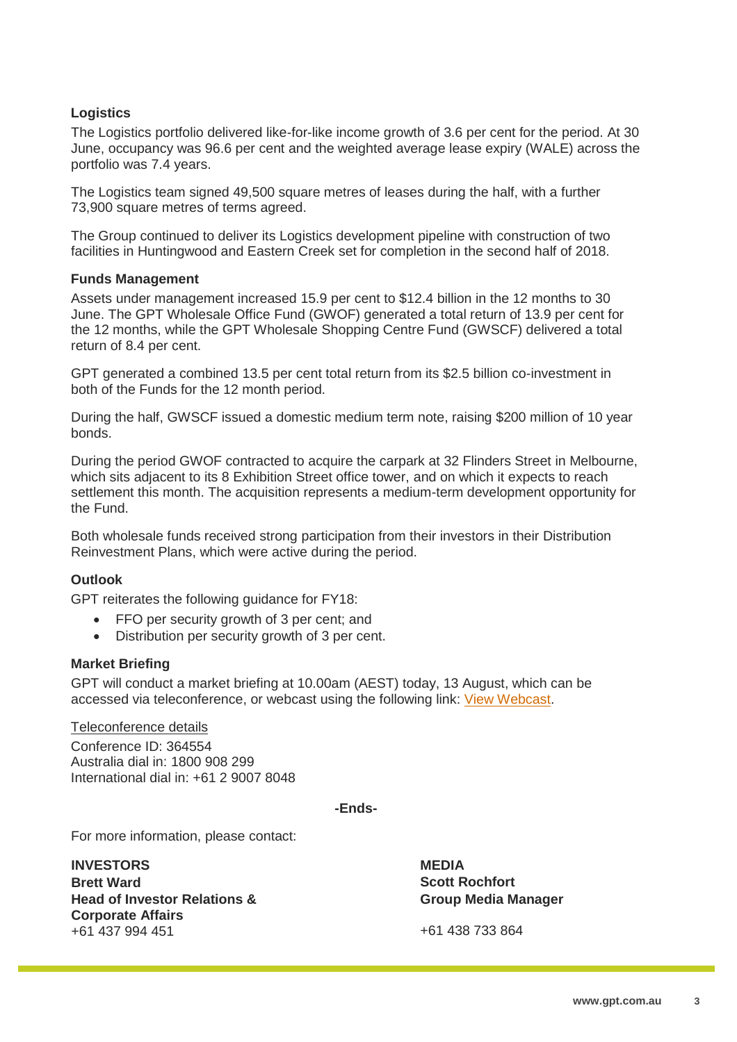### Logistics

The Logistics portfolio delivered like-for-like income growth of 3.6 per cent for the period. At 30 June, occupancy was 96.6 per cent and the weighted average lease expiry (WALE) across the portfolio was 7.4 years.

The Logistics team signed 49,500 square metres of leases during the half, with a further 73,900 square metres of terms agreed.

The Group continued to deliver its Logistics development pipeline with construction of two facilities in Huntingwood and Eastern Creek set for completion in the second half of 2018.

### Funds Management

Assets under management increased 15.9 per cent to $12.4 billion in the 12 months to 30 June. The GPT Wholesale Office Fund (GWOF) generated a total return of 13.9 per cent for the 12 months, while the GPT Wholesale Shopping Centre Fund (GWSCF) delivered a total return of 8.4 per cent.

GPT generated a combined 13.5 per cent total return from its $2.5 billion co-investment in both of the Funds for the 12 month period.

During the half, GWSCF issued a domestic medium term note, raising $200 million of 10 year bonds.

During the period GWOF contracted to acquire the carpark at 32 Flinders Street in Melbourne, which sits adjacent to its 8 Exhibition Street office tower, and on which it expects to reach settlement this month. The acquisition represents a medium-term development opportunity for the Fund.

Both wholesale funds received strong participation from their investors in their Distribution Reinvestment Plans, which were active during the period.

### Outlook

GPT reiterates the following guidance for FY18:

- FFO per security growth of 3 per cent; and
- Distribution per security growth of 3 per cent.

### Market Briefing

GPT will conduct a market briefing at 10.00am (AEST) today, 13 August, which can be accessed via teleconference, or webcast using the following link: View Webcast.

Teleconference details

Conference ID: 364554
Australia dial in: 1800 908 299
International dial in: +61 2 9007 8048

**-Ends-**

For more information, please contact:

**INVESTORS**
**Brett Ward**
**Head of Investor Relations & Corporate Affairs**
+61 437 994 451

**MEDIA**
**Scott Rochfort**
**Group Media Manager**
+61 438 733 864